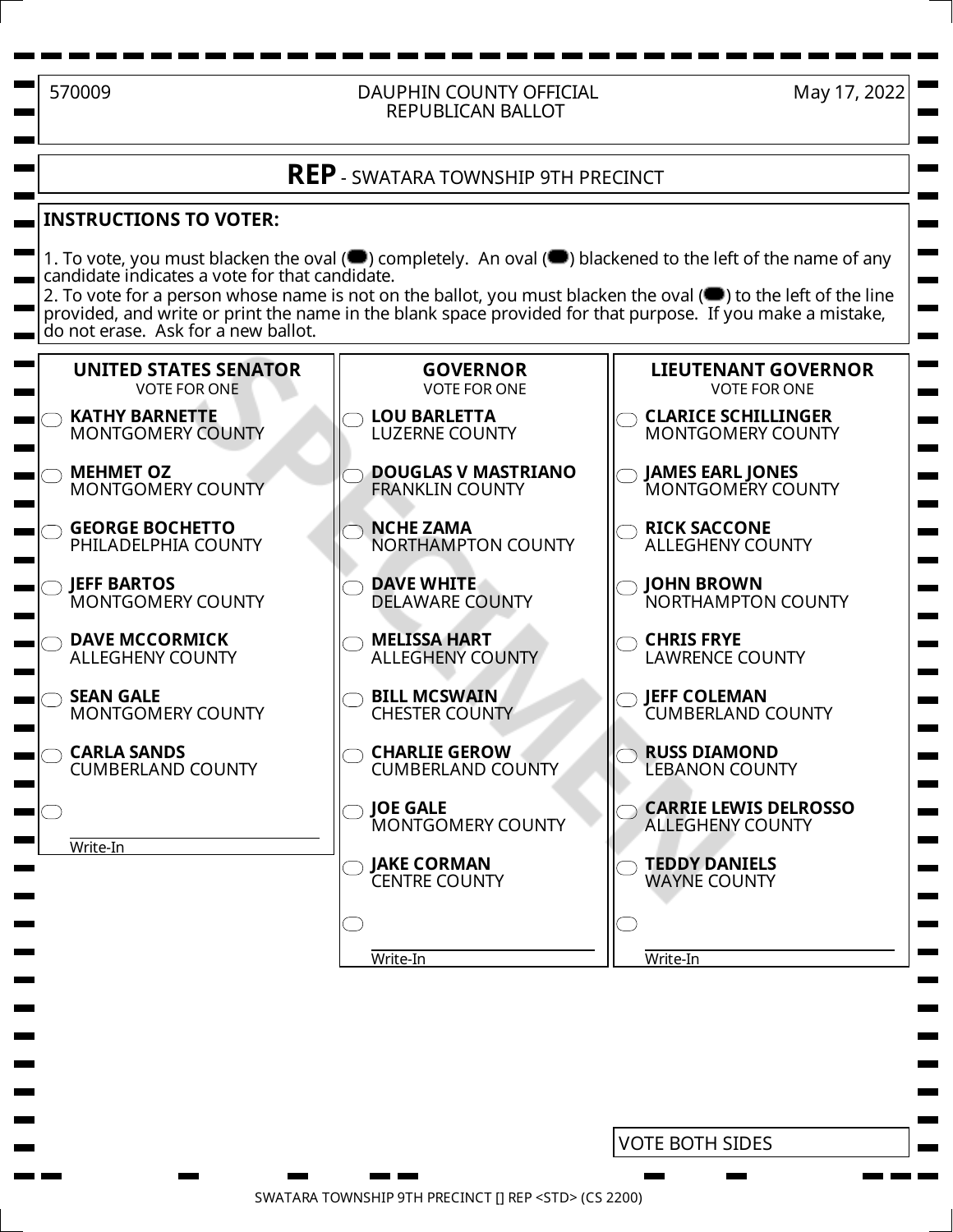570009

DAUPHIN COUNTY OFFICIAL
REPUBLICAN BALLOT

May 17, 2022

# **REP** - SWATARA TOWNSHIP 9TH PRECINCT

**INSTRUCTIONS TO VOTER:**

1. To vote, you must blacken the oval (⬬) completely. An oval (⬬) blackened to the left of the name of any candidate indicates a vote for that candidate.
2. To vote for a person whose name is not on the ballot, you must blacken the oval (⬬) to the left of the line provided, and write or print the name in the blank space provided for that purpose. If you make a mistake, do not erase. Ask for a new ballot.

## UNITED STATES SENATOR
VOTE FOR ONE

- **KATHY BARNETTE** MONTGOMERY COUNTY
- **MEHMET OZ** MONTGOMERY COUNTY
- **GEORGE BOCHETTO** PHILADELPHIA COUNTY
- **JEFF BARTOS** MONTGOMERY COUNTY
- **DAVE MCCORMICK** ALLEGHENY COUNTY
- **SEAN GALE** MONTGOMERY COUNTY
- **CARLA SANDS** CUMBERLAND COUNTY
- Write-In

## GOVERNOR
VOTE FOR ONE

- **LOU BARLETTA** LUZERNE COUNTY
- **DOUGLAS V MASTRIANO** FRANKLIN COUNTY
- **NCHE ZAMA** NORTHAMPTON COUNTY
- **DAVE WHITE** DELAWARE COUNTY
- **MELISSA HART** ALLEGHENY COUNTY
- **BILL MCSWAIN** CHESTER COUNTY
- **CHARLIE GEROW** CUMBERLAND COUNTY
- **JOE GALE** MONTGOMERY COUNTY
- **JAKE CORMAN** CENTRE COUNTY
- Write-In

## LIEUTENANT GOVERNOR
VOTE FOR ONE

- **CLARICE SCHILLINGER** MONTGOMERY COUNTY
- **JAMES EARL JONES** MONTGOMERY COUNTY
- **RICK SACCONE** ALLEGHENY COUNTY
- **JOHN BROWN** NORTHAMPTON COUNTY
- **CHRIS FRYE** LAWRENCE COUNTY
- **JEFF COLEMAN** CUMBERLAND COUNTY
- **RUSS DIAMOND** LEBANON COUNTY
- **CARRIE LEWIS DELROSSO** ALLEGHENY COUNTY
- **TEDDY DANIELS** WAYNE COUNTY
- Write-In

VOTE BOTH SIDES

SWATARA TOWNSHIP 9TH PRECINCT [] REP <STD> (CS 2200)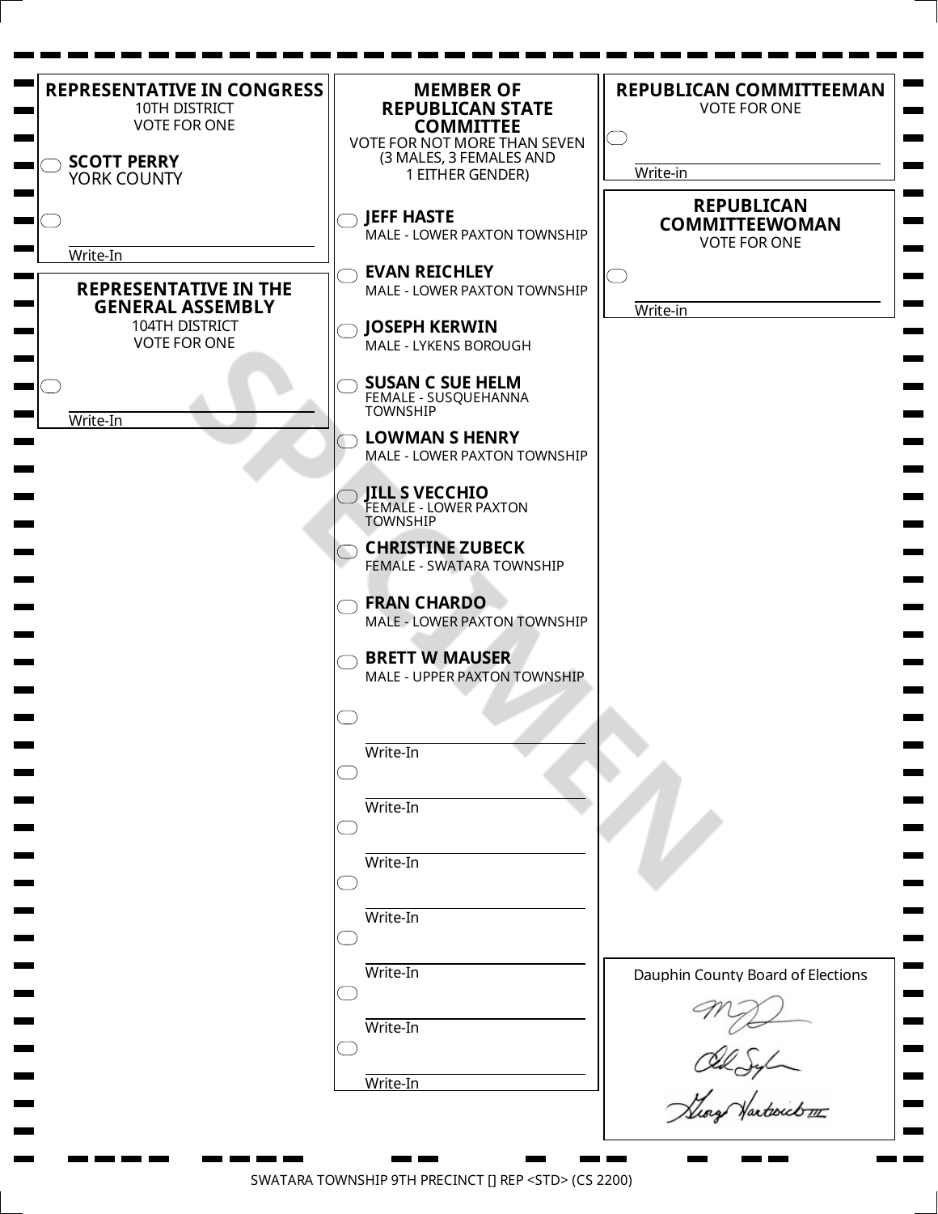## REPRESENTATIVE IN CONGRESS

10TH DISTRICT
VOTE FOR ONE

- **SCOTT PERRY**
  YORK COUNTY
- Write-In

## REPRESENTATIVE IN THE GENERAL ASSEMBLY

104TH DISTRICT
VOTE FOR ONE

- Write-In

## MEMBER OF REPUBLICAN STATE COMMITTEE

VOTE FOR NOT MORE THAN SEVEN
(3 MALES, 3 FEMALES AND
1 EITHER GENDER)

- **JEFF HASTE**
  MALE - LOWER PAXTON TOWNSHIP
- **EVAN REICHLEY**
  MALE - LOWER PAXTON TOWNSHIP
- **JOSEPH KERWIN**
  MALE - LYKENS BOROUGH
- **SUSAN C SUE HELM**
  FEMALE - SUSQUEHANNA TOWNSHIP
- **LOWMAN S HENRY**
  MALE - LOWER PAXTON TOWNSHIP
- **JILL S VECCHIO**
  FEMALE - LOWER PAXTON TOWNSHIP
- **CHRISTINE ZUBECK**
  FEMALE - SWATARA TOWNSHIP
- **FRAN CHARDO**
  MALE - LOWER PAXTON TOWNSHIP
- **BRETT W MAUSER**
  MALE - UPPER PAXTON TOWNSHIP
- Write-In
- Write-In
- Write-In
- Write-In
- Write-In
- Write-In
- Write-In

## REPUBLICAN COMMITTEEMAN

VOTE FOR ONE

- Write-in

## REPUBLICAN COMMITTEEWOMAN

VOTE FOR ONE

- Write-in

Dauphin County Board of Elections

SPECIMEN

SWATARA TOWNSHIP 9TH PRECINCT [] REP <STD> (CS 2200)